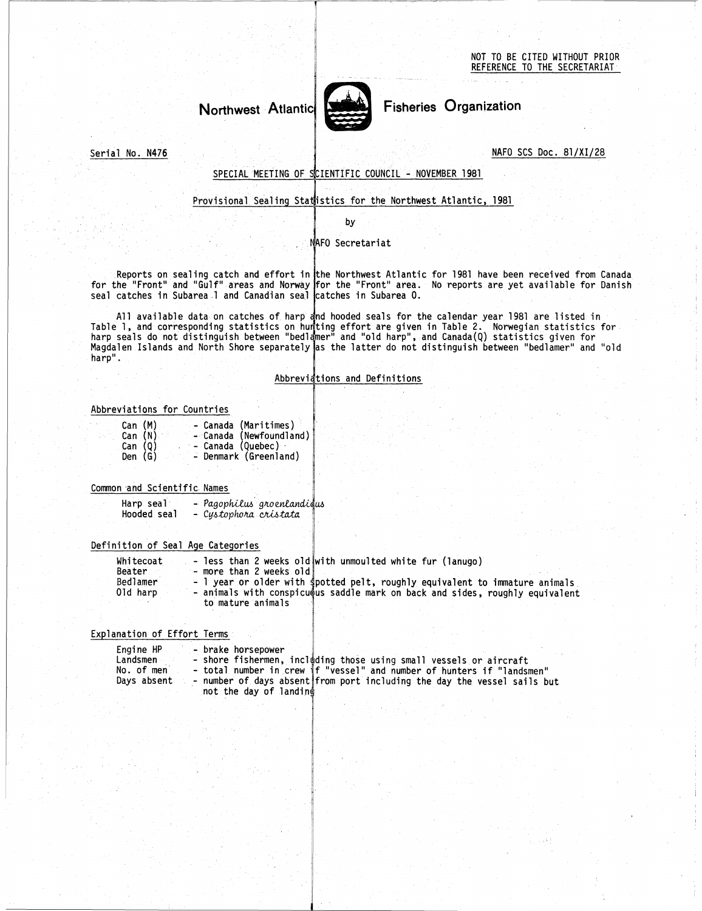NOT TO BE CITED WITHOUT PRIOR REFERENCE TO THE SECRETARIAT

# Northwest Atlantic Fisheries Organization

Serial No. N476

NAFO SCS Doc. 81/XI/28

SPECIAL MEETING OF SCIENTIFIC COUNCIL - NOVEMBER 1981

## Provisional Sealing Statistics for the Northwest Atlantic, 1981

by

NAFO Secretariat

Reports on sealing catch and effort in the Northwest Atlantic for 1981 have been received from Canada for the "Front" and "Gulf" areas and Norway for the "Front" area. No reports are yet available for Danish seal catches in Subarea 1 and Canadian seal catches in Subarea 0.

All available data on catches of harp and hooded seals for the calendar year 1981 are listed in Table 1, and corresponding statistics on hunting effort are given in Table 2. Norwegian statistics for harp seals do not distinguish between "bedlamer" and "old harp", and Canada(Q) statistics given for Magdalen Islands and North Shore separately as the latter do not distinguish between "bedlamer" and "old harp".

### Abbreviations and Definitions

Abbreviations for Countries

| | |
|---|---|
| Can (M) | - Canada (Maritimes) |
| Can (N) | - Canada (Newfoundland) |
| Can (Q) | - Canada (Quebec) |
| Den (G) | - Denmark (Greenland) |

Common and Scientific Names

| | |
|---|---|
| Harp seal | - *Pagophilus groenlandicus* |
| Hooded seal | - *Cystophora cristata* |

Definition of Seal Age Categories

| | |
|---|---|
| Whitecoat | - less than 2 weeks old with unmoulted white fur (lanugo) |
| Beater | - more than 2 weeks old |
| Bedlamer | - 1 year or older with spotted pelt, roughly equivalent to immature animals |
| Old harp | - animals with conspicuous saddle mark on back and sides, roughly equivalent to mature animals |

Explanation of Effort Terms

| | |
|---|---|
| Engine HP | - brake horsepower |
| Landsmen | - shore fishermen, including those using small vessels or aircraft |
| No. of men | - total number in crew if "vessel" and number of hunters if "landsmen" |
| Days absent | - number of days absent from port including the day the vessel sails but not the day of landing |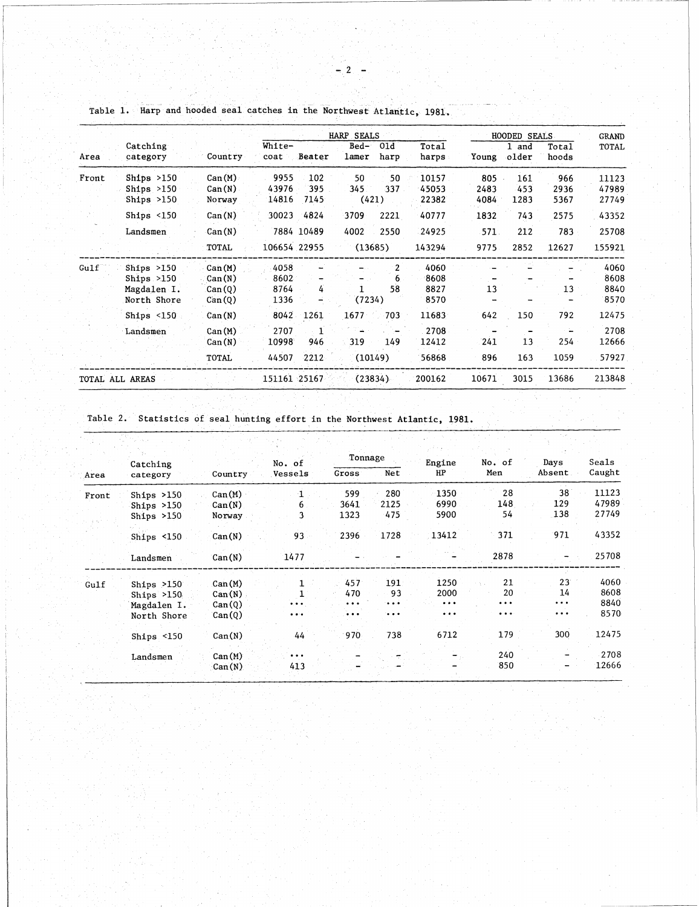Table 1. Harp and hooded seal catches in the Northwest Atlantic, 1981.

| Area | Catching category | Country | HARP SEALS | | | | | HOODED SEALS | | | GRAND TOTAL |
|---|---|---|---|---|---|---|---|---|---|---|---|
| | | | White-coat | Beater | Bed-lamer | Old harp | Total harps | Young | 1 and older | Total hoods | |
| Front | Ships >150 | Can(M) | 9955 | 102 | 50 | 50 | 10157 | 805 | 161 | 966 | 11123 |
| | Ships >150 | Can(N) | 43976 | 395 | 345 | 337 | 45053 | 2483 | 453 | 2936 | 47989 |
| | Ships >150 | Norway | 14816 | 7145 | (421) | | 22382 | 4084 | 1283 | 5367 | 27749 |
| | Ships <150 | Can(N) | 30023 | 4824 | 3709 | 2221 | 40777 | 1832 | 743 | 2575 | 43352 |
| | Landsmen | Can(N) | 7884 | 10489 | 4002 | 2550 | 24925 | 571 | 212 | 783 | 25708 |
| | | TOTAL | 106654 | 22955 | (13685) | | 143294 | 9775 | 2852 | 12627 | 155921 |
| Gulf | Ships >150 | Can(M) | 4058 | - | - | 2 | 4060 | - | - | - | 4060 |
| | Ships >150 | Can(N) | 8602 | - | - | 6 | 8608 | - | - | - | 8608 |
| | Magdalen I. | Can(Q) | 8764 | 4 | 1 | 58 | 8827 | 13 | | 13 | 8840 |
| | North Shore | Can(Q) | 1336 | - | (7234) | | 8570 | - | - | - | 8570 |
| | Ships <150 | Can(N) | 8042 | 1261 | 1677 | 703 | 11683 | 642 | 150 | 792 | 12475 |
| | Landsmen | Can(M) | 2707 | 1 | - | - | 2708 | - | - | - | 2708 |
| | | Can(N) | 10998 | 946 | 319 | 149 | 12412 | 241 | 13 | 254 | 12666 |
| | | TOTAL | 44507 | 2212 | (10149) | | 56868 | 896 | 163 | 1059 | 57927 |
| TOTAL ALL AREAS | | | 151161 | 25167 | (23834) | | 200162 | 10671 | 3015 | 13686 | 213848 |

Table 2. Statistics of seal hunting effort in the Northwest Atlantic, 1981.

| Area | Catching category | Country | No. of Vessels | Tonnage | | Engine HP | No. of Men | Days Absent | Seals Caught |
|---|---|---|---|---|---|---|---|---|---|
| | | | | Gross | Net | | | | |
| Front | Ships >150 | Can(M) | 1 | 599 | 280 | 1350 | 28 | 38 | 11123 |
| | Ships >150 | Can(N) | 6 | 3641 | 2125 | 6990 | 148 | 129 | 47989 |
| | Ships >150 | Norway | 3 | 1323 | 475 | 5900 | 54 | 138 | 27749 |
| | Ships <150 | Can(N) | 93 | 2396 | 1728 | 13412 | 371 | 971 | 43352 |
| | Landsmen | Can(N) | 1477 | - | - | - | 2878 | - | 25708 |
| Gulf | Ships >150 | Can(M) | 1 | 457 | 191 | 1250 | 21 | 23 | 4060 |
| | Ships >150 | Can(N) | 1 | 470 | 93 | 2000 | 20 | 14 | 8608 |
| | Magdalen I. | Can(Q) | ... | ... | ... | ... | ... | ... | 8840 |
| | North Shore | Can(Q) | ... | ... | ... | ... | ... | ... | 8570 |
| | Ships <150 | Can(N) | 44 | 970 | 738 | 6712 | 179 | 300 | 12475 |
| | Landsmen | Can(M) | ... | - | - | - | 240 | - | 2708 |
| | | Can(N) | 413 | - | - | - | 850 | - | 12666 |